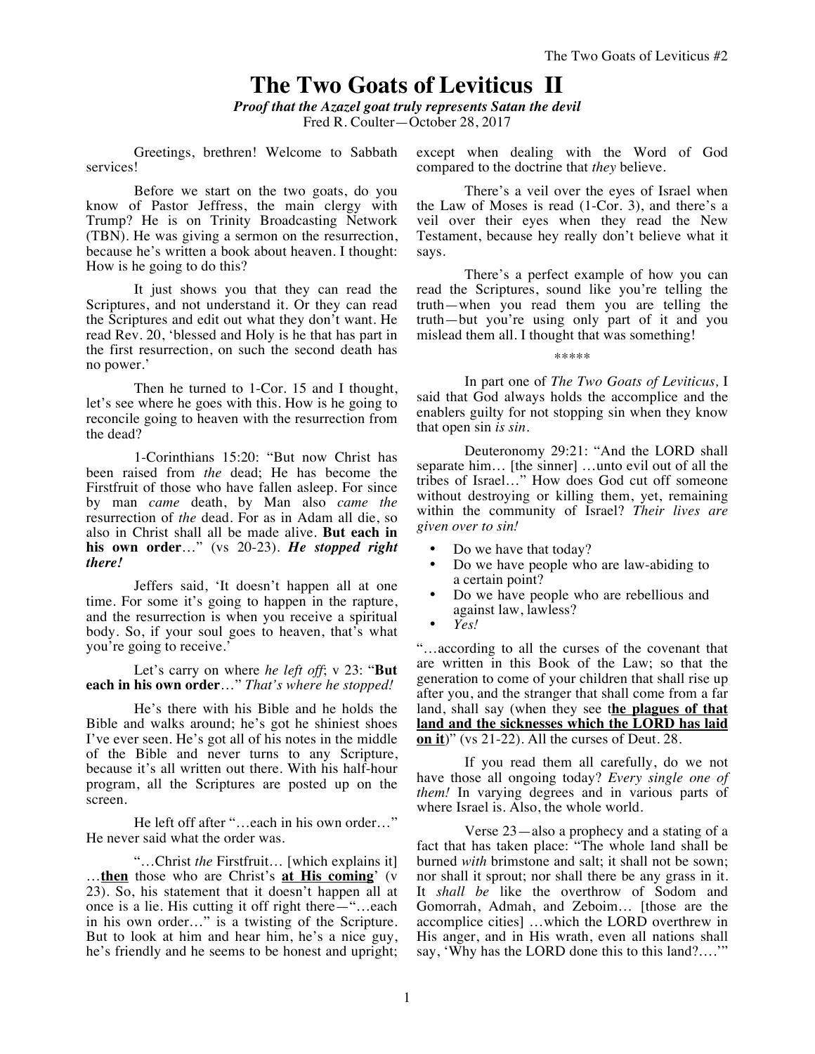# The Two Goats of Leviticus II

***Proof that the Azazel goat truly represents Satan the devil***

Fred R. Coulter—October 28, 2017

Greetings, brethren! Welcome to Sabbath services!

Before we start on the two goats, do you know of Pastor Jeffress, the main clergy with Trump? He is on Trinity Broadcasting Network (TBN). He was giving a sermon on the resurrection, because he's written a book about heaven. I thought: How is he going to do this?

It just shows you that they can read the Scriptures, and not understand it. Or they can read the Scriptures and edit out what they don't want. He read Rev. 20, 'blessed and Holy is he that has part in the first resurrection, on such the second death has no power.'

Then he turned to 1-Cor. 15 and I thought, let's see where he goes with this. How is he going to reconcile going to heaven with the resurrection from the dead?

1-Corinthians 15:20: "But now Christ has been raised from *the* dead; He has become the Firstfruit of those who have fallen asleep. For since by man *came* death, by Man also *came the* resurrection of *the* dead. For as in Adam all die, so also in Christ shall all be made alive. **But each in his own order**…" (vs 20-23). ***He stopped right there!***

Jeffers said, 'It doesn't happen all at one time. For some it's going to happen in the rapture, and the resurrection is when you receive a spiritual body. So, if your soul goes to heaven, that's what you're going to receive.'

Let's carry on where *he left off*; v 23: "**But each in his own order**…" *That's where he stopped!*

He's there with his Bible and he holds the Bible and walks around; he's got he shiniest shoes I've ever seen. He's got all of his notes in the middle of the Bible and never turns to any Scripture, because it's all written out there. With his half-hour program, all the Scriptures are posted up on the screen.

He left off after "…each in his own order…" He never said what the order was.

"…Christ *the* Firstfruit… [which explains it] …**then** those who are Christ's **at His coming**' (v 23). So, his statement that it doesn't happen all at once is a lie. His cutting it off right there—"…each in his own order…" is a twisting of the Scripture. But to look at him and hear him, he's a nice guy, he's friendly and he seems to be honest and upright; except when dealing with the Word of God compared to the doctrine that *they* believe.

There's a veil over the eyes of Israel when the Law of Moses is read (1-Cor. 3), and there's a veil over their eyes when they read the New Testament, because hey really don't believe what it says.

There's a perfect example of how you can read the Scriptures, sound like you're telling the truth—when you read them you are telling the truth—but you're using only part of it and you mislead them all. I thought that was something!

\*\*\*\*\*

In part one of *The Two Goats of Leviticus,* I said that God always holds the accomplice and the enablers guilty for not stopping sin when they know that open sin *is sin*.

Deuteronomy 29:21: "And the LORD shall separate him… [the sinner] …unto evil out of all the tribes of Israel…" How does God cut off someone without destroying or killing them, yet, remaining within the community of Israel? *Their lives are given over to sin!*

- Do we have that today?
- Do we have people who are law-abiding to a certain point?
- Do we have people who are rebellious and against law, lawless?
- *Yes!*

"…according to all the curses of the covenant that are written in this Book of the Law; so that the generation to come of your children that shall rise up after you, and the stranger that shall come from a far land, shall say (when they see t**he plagues of that land and the sicknesses which the LORD has laid on it**)" (vs 21-22). All the curses of Deut. 28.

If you read them all carefully, do we not have those all ongoing today? *Every single one of them!* In varying degrees and in various parts of where Israel is. Also, the whole world.

Verse 23—also a prophecy and a stating of a fact that has taken place: "The whole land shall be burned *with* brimstone and salt; it shall not be sown; nor shall it sprout; nor shall there be any grass in it. It *shall be* like the overthrow of Sodom and Gomorrah, Admah, and Zeboim… [those are the accomplice cities] …which the LORD overthrew in His anger, and in His wrath, even all nations shall say, 'Why has the LORD done this to this land?….'"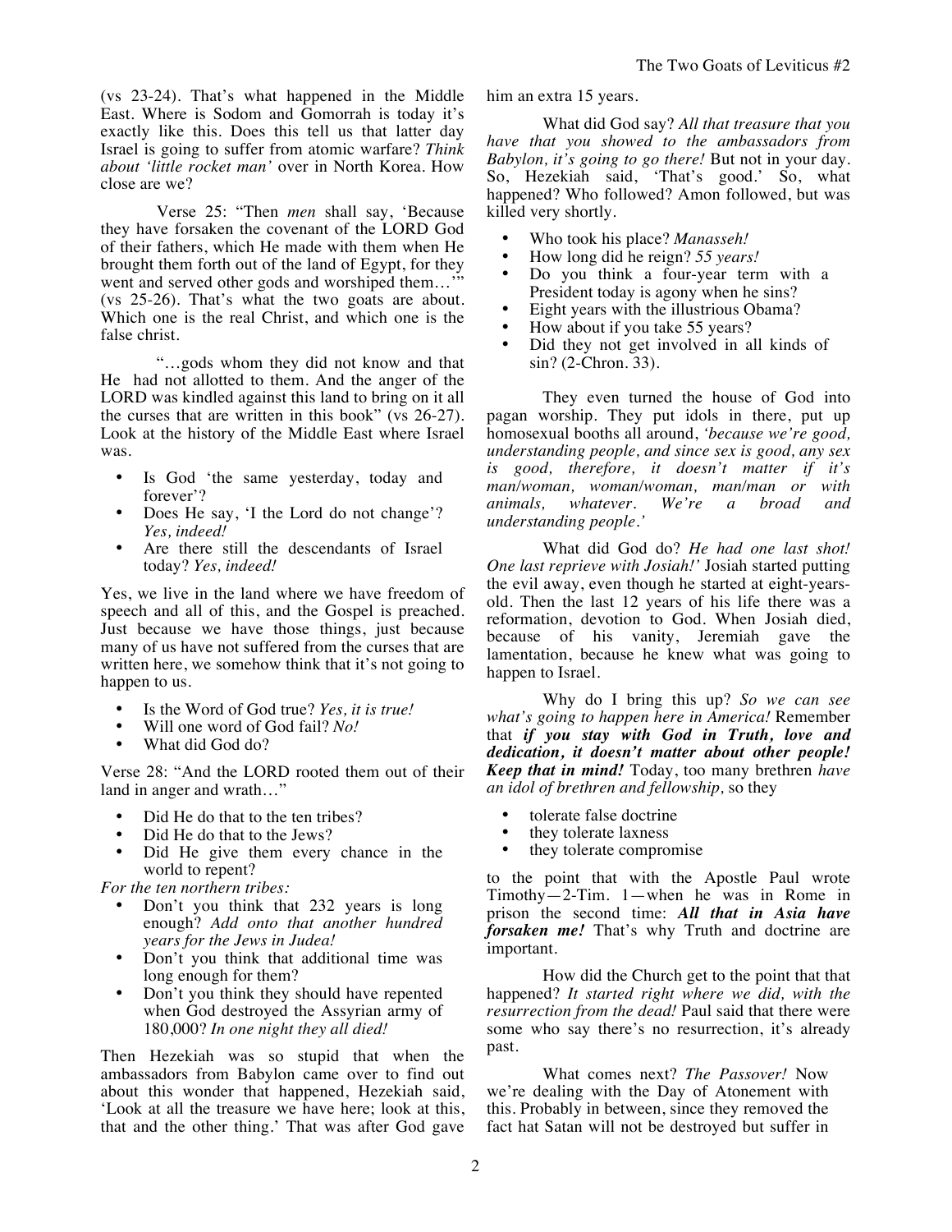(vs 23-24). That's what happened in the Middle East. Where is Sodom and Gomorrah is today it's exactly like this. Does this tell us that latter day Israel is going to suffer from atomic warfare? *Think about 'little rocket man'* over in North Korea. How close are we?

Verse 25: "Then *men* shall say, 'Because they have forsaken the covenant of the LORD God of their fathers, which He made with them when He brought them forth out of the land of Egypt, for they went and served other gods and worshiped them…'" (vs 25-26). That's what the two goats are about. Which one is the real Christ, and which one is the false christ.

"…gods whom they did not know and that He had not allotted to them. And the anger of the LORD was kindled against this land to bring on it all the curses that are written in this book" (vs 26-27). Look at the history of the Middle East where Israel was.

- Is God 'the same yesterday, today and forever'?
- Does He say, 'I the Lord do not change'? *Yes, indeed!*
- Are there still the descendants of Israel today? *Yes, indeed!*

Yes, we live in the land where we have freedom of speech and all of this, and the Gospel is preached. Just because we have those things, just because many of us have not suffered from the curses that are written here, we somehow think that it's not going to happen to us.

- Is the Word of God true? *Yes, it is true!*
- Will one word of God fail? *No!*
- What did God do?

Verse 28: "And the LORD rooted them out of their land in anger and wrath…"

- Did He do that to the ten tribes?
- Did He do that to the Jews?
- Did He give them every chance in the world to repent?

*For the ten northern tribes:*

- Don't you think that 232 years is long enough? *Add onto that another hundred years for the Jews in Judea!*
- Don't you think that additional time was long enough for them?
- Don't you think they should have repented when God destroyed the Assyrian army of 180,000? *In one night they all died!*

Then Hezekiah was so stupid that when the ambassadors from Babylon came over to find out about this wonder that happened, Hezekiah said, 'Look at all the treasure we have here; look at this, that and the other thing.' That was after God gave him an extra 15 years.

What did God say? *All that treasure that you have that you showed to the ambassadors from Babylon, it's going to go there!* But not in your day. So, Hezekiah said, 'That's good.' So, what happened? Who followed? Amon followed, but was killed very shortly.

- Who took his place? *Manasseh!*
- How long did he reign? *55 years!*
- Do you think a four-year term with a President today is agony when he sins?
- Eight years with the illustrious Obama?
- How about if you take 55 years?
- Did they not get involved in all kinds of sin? (2-Chron. 33).

They even turned the house of God into pagan worship. They put idols in there, put up homosexual booths all around, *'because we're good, understanding people, and since sex is good, any sex is good, therefore, it doesn't matter if it's man/woman, woman/woman, man/man or with animals, whatever. We're a broad and understanding people.'*

What did God do? *He had one last shot! One last reprieve with Josiah!'* Josiah started putting the evil away, even though he started at eight-years-old. Then the last 12 years of his life there was a reformation, devotion to God. When Josiah died, because of his vanity, Jeremiah gave the lamentation, because he knew what was going to happen to Israel.

Why do I bring this up? *So we can see what's going to happen here in America!* Remember that ***if you stay with God in Truth, love and dedication, it doesn't matter about other people! Keep that in mind!*** Today, too many brethren *have an idol of brethren and fellowship,* so they

- tolerate false doctrine
- they tolerate laxness
- they tolerate compromise

to the point that with the Apostle Paul wrote Timothy—2-Tim. 1—when he was in Rome in prison the second time: ***All that in Asia have forsaken me!*** That's why Truth and doctrine are important.

How did the Church get to the point that that happened? *It started right where we did, with the resurrection from the dead!* Paul said that there were some who say there's no resurrection, it's already past.

What comes next? *The Passover!* Now we're dealing with the Day of Atonement with this. Probably in between, since they removed the fact hat Satan will not be destroyed but suffer in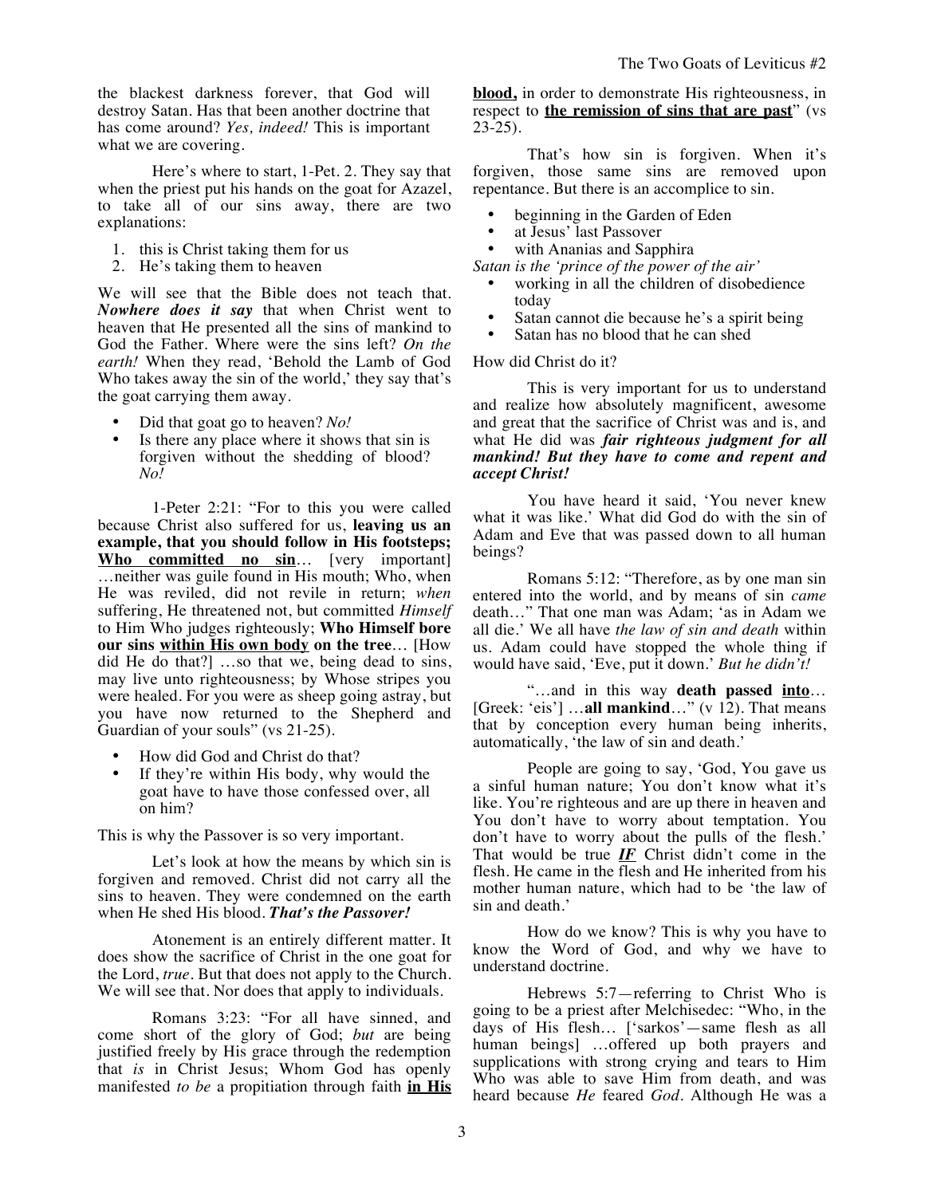the blackest darkness forever, that God will destroy Satan. Has that been another doctrine that has come around? *Yes, indeed!* This is important what we are covering.

Here's where to start, 1-Pet. 2. They say that when the priest put his hands on the goat for Azazel, to take all of our sins away, there are two explanations:

1. this is Christ taking them for us
2. He's taking them to heaven

We will see that the Bible does not teach that. ***Nowhere does it say*** that when Christ went to heaven that He presented all the sins of mankind to God the Father. Where were the sins left? *On the earth!* When they read, 'Behold the Lamb of God Who takes away the sin of the world,' they say that's the goat carrying them away.

- Did that goat go to heaven? *No!*
- Is there any place where it shows that sin is forgiven without the shedding of blood? *No!*

1-Peter 2:21: "For to this you were called because Christ also suffered for us, **leaving us an example, that you should follow in His footsteps; Who committed no sin**… [very important] …neither was guile found in His mouth; Who, when He was reviled, did not revile in return; *when* suffering, He threatened not, but committed *Himself* to Him Who judges righteously; **Who Himself bore our sins within His own body on the tree**… [How did He do that?] …so that we, being dead to sins, may live unto righteousness; by Whose stripes you were healed. For you were as sheep going astray, but you have now returned to the Shepherd and Guardian of your souls" (vs 21-25).

- How did God and Christ do that?
- If they're within His body, why would the goat have to have those confessed over, all on him?

This is why the Passover is so very important.

Let's look at how the means by which sin is forgiven and removed. Christ did not carry all the sins to heaven. They were condemned on the earth when He shed His blood. ***That's the Passover!***

Atonement is an entirely different matter. It does show the sacrifice of Christ in the one goat for the Lord, *true*. But that does not apply to the Church. We will see that. Nor does that apply to individuals.

Romans 3:23: "For all have sinned, and come short of the glory of God; *but* are being justified freely by His grace through the redemption that *is* in Christ Jesus; Whom God has openly manifested *to be* a propitiation through faith **in His blood,** in order to demonstrate His righteousness, in respect to **the remission of sins that are past**" (vs 23-25).

That's how sin is forgiven. When it's forgiven, those same sins are removed upon repentance. But there is an accomplice to sin.

- beginning in the Garden of Eden
- at Jesus' last Passover
- with Ananias and Sapphira

*Satan is the 'prince of the power of the air'*

- working in all the children of disobedience today
- Satan cannot die because he's a spirit being
- Satan has no blood that he can shed

How did Christ do it?

This is very important for us to understand and realize how absolutely magnificent, awesome and great that the sacrifice of Christ was and is, and what He did was ***fair righteous judgment for all mankind! But they have to come and repent and accept Christ!***

You have heard it said, 'You never knew what it was like.' What did God do with the sin of Adam and Eve that was passed down to all human beings?

Romans 5:12: "Therefore, as by one man sin entered into the world, and by means of sin *came* death…" That one man was Adam; 'as in Adam we all die.' We all have *the law of sin and death* within us. Adam could have stopped the whole thing if would have said, 'Eve, put it down.' *But he didn't!*

"…and in this way **death passed into**… [Greek: 'eis'] …**all mankind**…" (v 12). That means that by conception every human being inherits, automatically, 'the law of sin and death.'

People are going to say, 'God, You gave us a sinful human nature; You don't know what it's like. You're righteous and are up there in heaven and You don't have to worry about temptation. You don't have to worry about the pulls of the flesh.' That would be true ***IF*** Christ didn't come in the flesh. He came in the flesh and He inherited from his mother human nature, which had to be 'the law of sin and death.'

How do we know? This is why you have to know the Word of God, and why we have to understand doctrine.

Hebrews 5:7—referring to Christ Who is going to be a priest after Melchisedec: "Who, in the days of His flesh… ['sarkos'—same flesh as all human beings] …offered up both prayers and supplications with strong crying and tears to Him Who was able to save Him from death, and was heard because *He* feared *God*. Although He was a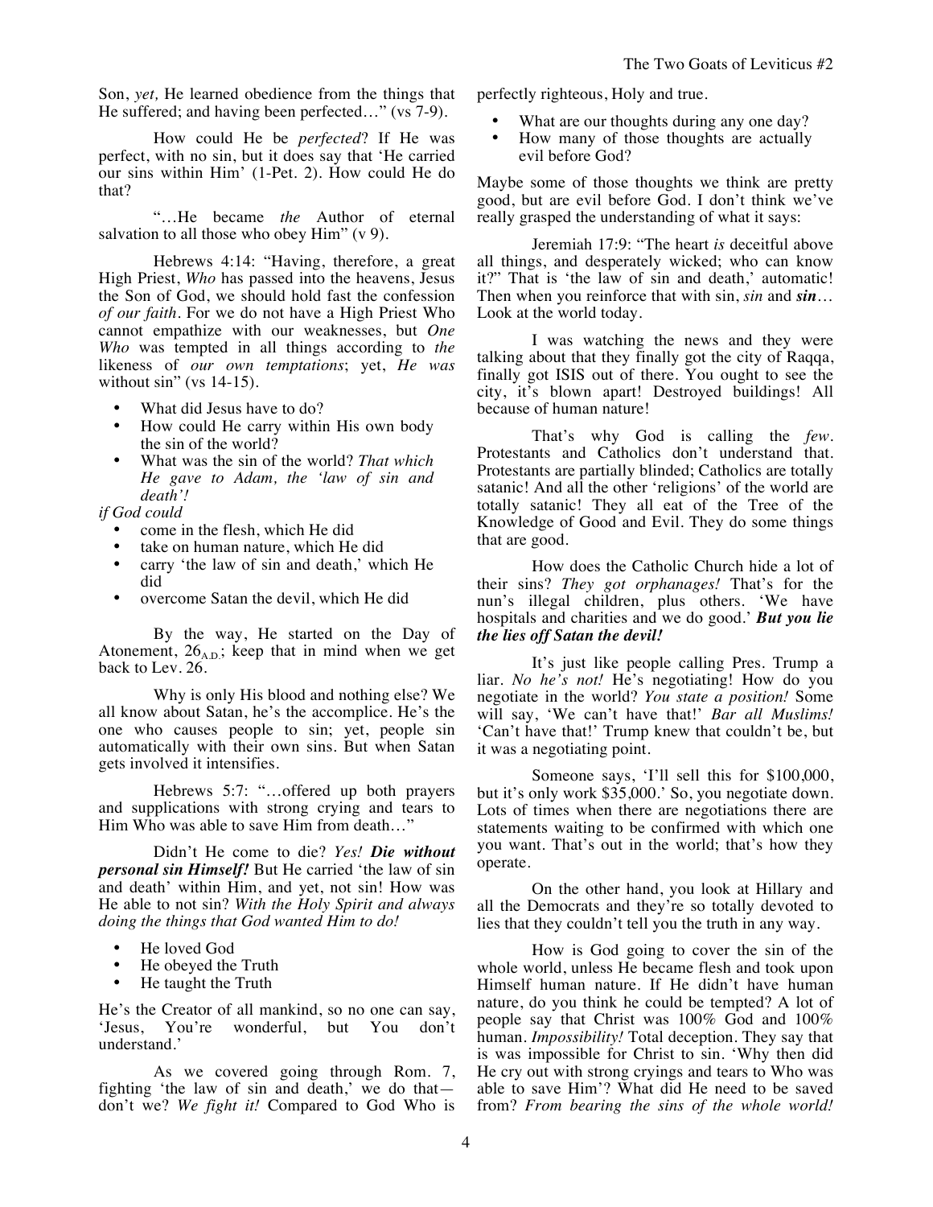Son, *yet,* He learned obedience from the things that He suffered; and having been perfected…" (vs 7-9).

How could He be *perfected*? If He was perfect, with no sin, but it does say that 'He carried our sins within Him' (1-Pet. 2). How could He do that?

"…He became *the* Author of eternal salvation to all those who obey Him" (v 9).

Hebrews 4:14: "Having, therefore, a great High Priest, *Who* has passed into the heavens, Jesus the Son of God, we should hold fast the confession *of our faith*. For we do not have a High Priest Who cannot empathize with our weaknesses, but *One Who* was tempted in all things according to *the* likeness of *our own temptations*; yet, *He was* without sin" (vs 14-15).

- What did Jesus have to do?
- How could He carry within His own body the sin of the world?
- What was the sin of the world? *That which He gave to Adam, the 'law of sin and death'!*

*if God could*

- come in the flesh, which He did
- take on human nature, which He did
- carry 'the law of sin and death,' which He did
- overcome Satan the devil, which He did

By the way, He started on the Day of Atonement, $26_{\text{A.D.}}$; keep that in mind when we get back to Lev. 26.

Why is only His blood and nothing else? We all know about Satan, he's the accomplice. He's the one who causes people to sin; yet, people sin automatically with their own sins. But when Satan gets involved it intensifies.

Hebrews 5:7: "…offered up both prayers and supplications with strong crying and tears to Him Who was able to save Him from death…"

Didn't He come to die? *Yes!* ***Die without personal sin Himself!*** But He carried 'the law of sin and death' within Him, and yet, not sin! How was He able to not sin? *With the Holy Spirit and always doing the things that God wanted Him to do!*

- He loved God
- He obeyed the Truth
- He taught the Truth

He's the Creator of all mankind, so no one can say, 'Jesus, You're wonderful, but You don't understand.'

As we covered going through Rom. 7, fighting 'the law of sin and death,' we do that—don't we? *We fight it!* Compared to God Who is perfectly righteous, Holy and true.

- What are our thoughts during any one day?
- How many of those thoughts are actually evil before God?

Maybe some of those thoughts we think are pretty good, but are evil before God. I don't think we've really grasped the understanding of what it says:

Jeremiah 17:9: "The heart *is* deceitful above all things, and desperately wicked; who can know it?" That is 'the law of sin and death,' automatic! Then when you reinforce that with sin, *sin* and ***sin***… Look at the world today.

I was watching the news and they were talking about that they finally got the city of Raqqa, finally got ISIS out of there. You ought to see the city, it's blown apart! Destroyed buildings! All because of human nature!

That's why God is calling the *few*. Protestants and Catholics don't understand that. Protestants are partially blinded; Catholics are totally satanic! And all the other 'religions' of the world are totally satanic! They all eat of the Tree of the Knowledge of Good and Evil. They do some things that are good.

How does the Catholic Church hide a lot of their sins? *They got orphanages!* That's for the nun's illegal children, plus others. 'We have hospitals and charities and we do good.' ***But you lie the lies off Satan the devil!***

It's just like people calling Pres. Trump a liar. *No he's not!* He's negotiating! How do you negotiate in the world? *You state a position!* Some will say, 'We can't have that!' *Bar all Muslims!* 'Can't have that!' Trump knew that couldn't be, but it was a negotiating point.

Someone says, 'I'll sell this for $100,000, but it's only work $35,000.' So, you negotiate down. Lots of times when there are negotiations there are statements waiting to be confirmed with which one you want. That's out in the world; that's how they operate.

On the other hand, you look at Hillary and all the Democrats and they're so totally devoted to lies that they couldn't tell you the truth in any way.

How is God going to cover the sin of the whole world, unless He became flesh and took upon Himself human nature. If He didn't have human nature, do you think he could be tempted? A lot of people say that Christ was 100% God and 100% human. *Impossibility!* Total deception. They say that is was impossible for Christ to sin. 'Why then did He cry out with strong cryings and tears to Who was able to save Him'? What did He need to be saved from? *From bearing the sins of the whole world!*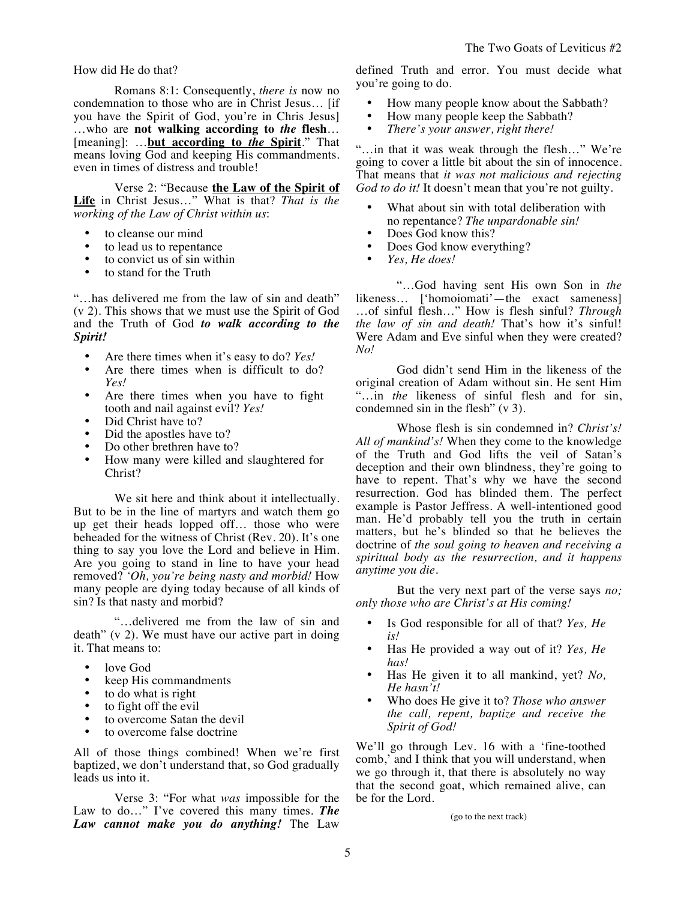How did He do that?

Romans 8:1: Consequently, *there is* now no condemnation to those who are in Christ Jesus… [if you have the Spirit of God, you're in Chris Jesus] …who are **not walking according to *the* flesh**… [meaning]: …**<u>but according to *the* Spirit</u>**." That means loving God and keeping His commandments. even in times of distress and trouble!

Verse 2: "Because **<u>the Law of the Spirit of Life</u>** in Christ Jesus…" What is that? *That is the working of the Law of Christ within us*:

- to cleanse our mind
- to lead us to repentance
- to convict us of sin within
- to stand for the Truth

"…has delivered me from the law of sin and death" (v 2). This shows that we must use the Spirit of God and the Truth of God ***to walk according to the Spirit!***

- Are there times when it's easy to do? *Yes!*
- Are there times when is difficult to do? *Yes!*
- Are there times when you have to fight tooth and nail against evil? *Yes!*
- Did Christ have to?
- Did the apostles have to?
- Do other brethren have to?
- How many were killed and slaughtered for Christ?

We sit here and think about it intellectually. But to be in the line of martyrs and watch them go up get their heads lopped off… those who were beheaded for the witness of Christ (Rev. 20). It's one thing to say you love the Lord and believe in Him. Are you going to stand in line to have your head removed? *'Oh, you're being nasty and morbid!* How many people are dying today because of all kinds of sin? Is that nasty and morbid?

"…delivered me from the law of sin and death" (v 2). We must have our active part in doing it. That means to:

- love God
- keep His commandments
- to do what is right
- to fight off the evil
- to overcome Satan the devil
- to overcome false doctrine

All of those things combined! When we're first baptized, we don't understand that, so God gradually leads us into it.

Verse 3: "For what *was* impossible for the Law to do…" I've covered this many times. ***The Law cannot make you do anything!*** The Law defined Truth and error. You must decide what you're going to do.

- How many people know about the Sabbath?
- How many people keep the Sabbath?
- *There's your answer, right there!*

"…in that it was weak through the flesh…" We're going to cover a little bit about the sin of innocence. That means that *it was not malicious and rejecting God to do it!* It doesn't mean that you're not guilty.

- What about sin with total deliberation with no repentance? *The unpardonable sin!*
- Does God know this?
- Does God know everything?
- *Yes, He does!*

"…God having sent His own Son in *the* likeness… ['homoiomati'—the exact sameness] …of sinful flesh…" How is flesh sinful? *Through the law of sin and death!* That's how it's sinful! Were Adam and Eve sinful when they were created? *No!*

God didn't send Him in the likeness of the original creation of Adam without sin. He sent Him "…in *the* likeness of sinful flesh and for sin, condemned sin in the flesh" (v 3).

Whose flesh is sin condemned in? *Christ's! All of mankind's!* When they come to the knowledge of the Truth and God lifts the veil of Satan's deception and their own blindness, they're going to have to repent. That's why we have the second resurrection. God has blinded them. The perfect example is Pastor Jeffress. A well-intentioned good man. He'd probably tell you the truth in certain matters, but he's blinded so that he believes the doctrine of *the soul going to heaven and receiving a spiritual body as the resurrection, and it happens anytime you die.*

But the very next part of the verse says *no; only those who are Christ's at His coming!*

- Is God responsible for all of that? *Yes, He is!*
- Has He provided a way out of it? *Yes, He has!*
- Has He given it to all mankind, yet? *No, He hasn't!*
- Who does He give it to? *Those who answer the call, repent, baptize and receive the Spirit of God!*

We'll go through Lev. 16 with a 'fine-toothed comb,' and I think that you will understand, when we go through it, that there is absolutely no way that the second goat, which remained alive, can be for the Lord.

(go to the next track)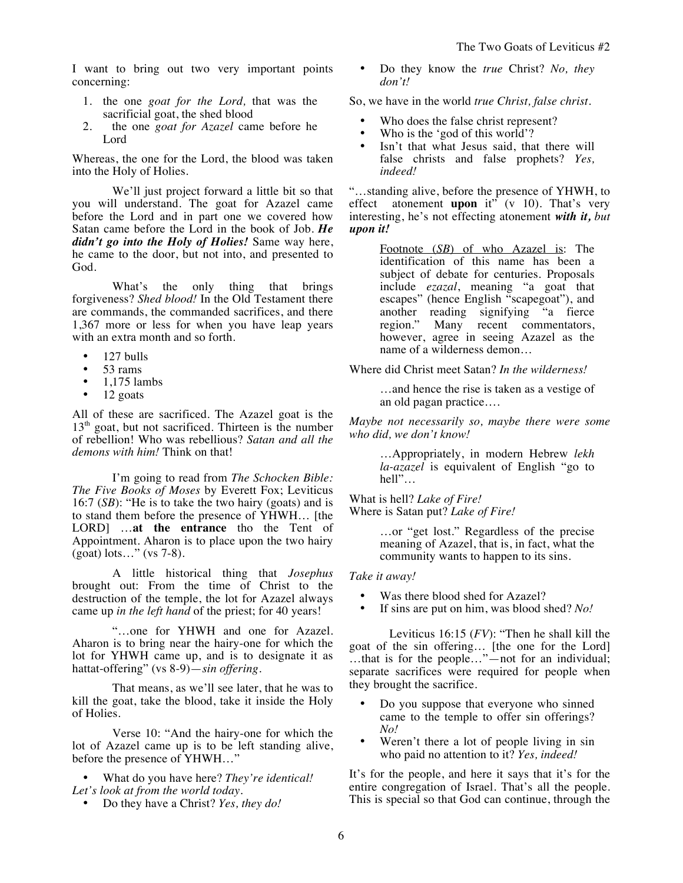I want to bring out two very important points concerning:

1. the one *goat for the Lord,* that was the sacrificial goat, the shed blood
2. the one *goat for Azazel* came before he Lord

Whereas, the one for the Lord, the blood was taken into the Holy of Holies.

We'll just project forward a little bit so that you will understand. The goat for Azazel came before the Lord and in part one we covered how Satan came before the Lord in the book of Job. ***He didn't go into the Holy of Holies!*** Same way here, he came to the door, but not into, and presented to God.

What's the only thing that brings forgiveness? *Shed blood!* In the Old Testament there are commands, the commanded sacrifices, and there 1,367 more or less for when you have leap years with an extra month and so forth.

- 127 bulls
- 53 rams
- 1,175 lambs
- 12 goats

All of these are sacrificed. The Azazel goat is the 13th goat, but not sacrificed. Thirteen is the number of rebellion! Who was rebellious? *Satan and all the demons with him!* Think on that!

I'm going to read from *The Schocken Bible: The Five Books of Moses* by Everett Fox; Leviticus 16:7 (*SB*): "He is to take the two hairy (goats) and is to stand them before the presence of YHWH… [the LORD] …**at the entrance** tho the Tent of Appointment. Aharon is to place upon the two hairy (goat) lots…" (vs 7-8).

A little historical thing that *Josephus* brought out: From the time of Christ to the destruction of the temple, the lot for Azazel always came up *in the left hand* of the priest; for 40 years!

"…one for YHWH and one for Azazel. Aharon is to bring near the hairy-one for which the lot for YHWH came up, and is to designate it as hattat-offering" (vs 8-9)—*sin offering*.

That means, as we'll see later, that he was to kill the goat, take the blood, take it inside the Holy of Holies.

Verse 10: "And the hairy-one for which the lot of Azazel came up is to be left standing alive, before the presence of YHWH…"

- What do you have here? *They're identical! Let's look at from the world today.*
- Do they have a Christ? *Yes, they do!*
- Do they know the *true* Christ? *No, they don't!*

So, we have in the world *true Christ, false christ*.

- Who does the false christ represent?
- Who is the 'god of this world'?
- Isn't that what Jesus said, that there will false christs and false prophets? *Yes, indeed!*

"…standing alive, before the presence of YHWH, to effect atonement **upon** it" (v 10). That's very interesting, he's not effecting atonement ***with it, but upon it!***

> Footnote (*SB*) of who Azazel is: The identification of this name has been a subject of debate for centuries. Proposals include *ezazal*, meaning "a goat that escapes" (hence English "scapegoat"), and another reading signifying "a fierce region." Many recent commentators, however, agree in seeing Azazel as the name of a wilderness demon…

Where did Christ meet Satan? *In the wilderness!*

> …and hence the rise is taken as a vestige of an old pagan practice….

*Maybe not necessarily so, maybe there were some who did, we don't know!*

> …Appropriately, in modern Hebrew *lekh la-azazel* is equivalent of English "go to hell"…

What is hell? *Lake of Fire!*
Where is Satan put? *Lake of Fire!*

> …or "get lost." Regardless of the precise meaning of Azazel, that is, in fact, what the community wants to happen to its sins.

*Take it away!*

- Was there blood shed for Azazel?
- If sins are put on him, was blood shed? *No!*

Leviticus 16:15 (*FV*): "Then he shall kill the goat of the sin offering… [the one for the Lord] …that is for the people…"—not for an individual; separate sacrifices were required for people when they brought the sacrifice.

- Do you suppose that everyone who sinned came to the temple to offer sin offerings? *No!*
- Weren't there a lot of people living in sin who paid no attention to it? *Yes, indeed!*

It's for the people, and here it says that it's for the entire congregation of Israel. That's all the people. This is special so that God can continue, through the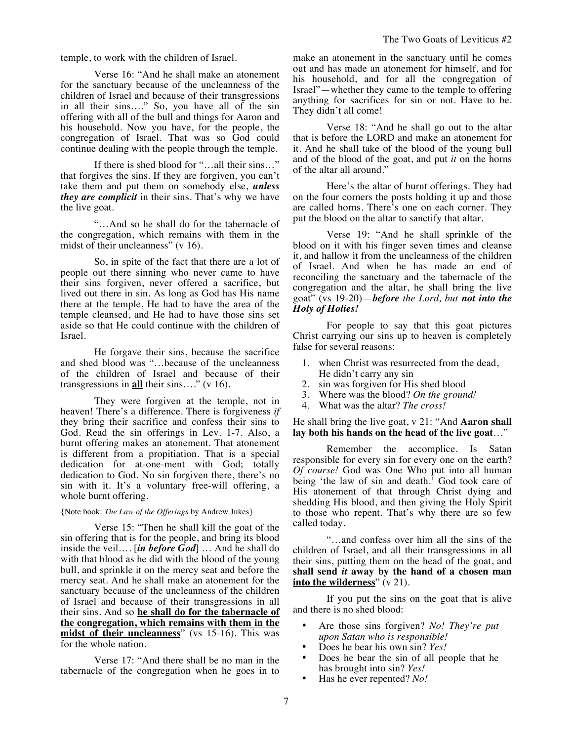temple, to work with the children of Israel.

Verse 16: "And he shall make an atonement for the sanctuary because of the uncleanness of the children of Israel and because of their transgressions in all their sins…." So, you have all of the sin offering with all of the bull and things for Aaron and his household. Now you have, for the people, the congregation of Israel. That was so God could continue dealing with the people through the temple.

If there is shed blood for "…all their sins…" that forgives the sins. If they are forgiven, you can't take them and put them on somebody else, ***unless they are complicit*** in their sins. That's why we have the live goat.

"…And so he shall do for the tabernacle of the congregation, which remains with them in the midst of their uncleanness" (v 16).

So, in spite of the fact that there are a lot of people out there sinning who never came to have their sins forgiven, never offered a sacrifice, but lived out there in sin. As long as God has His name there at the temple, He had to have the area of the temple cleansed, and He had to have those sins set aside so that He could continue with the children of Israel.

He forgave their sins, because the sacrifice and shed blood was "…because of the uncleanness of the children of Israel and because of their transgressions in <u>**all**</u> their sins…." (v 16).

They were forgiven at the temple, not in heaven! There's a difference. There is forgiveness *if* they bring their sacrifice and confess their sins to God. Read the sin offerings in Lev. 1-7. Also, a burnt offering makes an atonement. That atonement is different from a propitiation. That is a special dedication for at-one-ment with God; totally dedication to God. No sin forgiven there, there's no sin with it. It's a voluntary free-will offering, a whole burnt offering.

{Note book: *The Law of the Offerings* by Andrew Jukes}

Verse 15: "Then he shall kill the goat of the sin offering that is for the people, and bring its blood inside the veil…. [***in before God***] … And he shall do with that blood as he did with the blood of the young bull, and sprinkle it on the mercy seat and before the mercy seat. And he shall make an atonement for the sanctuary because of the uncleanness of the children of Israel and because of their transgressions in all their sins. And so <u>**he shall do for the tabernacle of the congregation, which remains with them in the midst of their uncleanness**</u>" (vs 15-16). This was for the whole nation.

Verse 17: "And there shall be no man in the tabernacle of the congregation when he goes in to make an atonement in the sanctuary until he comes out and has made an atonement for himself, and for his household, and for all the congregation of Israel"—whether they came to the temple to offering anything for sacrifices for sin or not. Have to be. They didn't all come!

Verse 18: "And he shall go out to the altar that is before the LORD and make an atonement for it. And he shall take of the blood of the young bull and of the blood of the goat, and put *it* on the horns of the altar all around."

Here's the altar of burnt offerings. They had on the four corners the posts holding it up and those are called horns. There's one on each corner. They put the blood on the altar to sanctify that altar.

Verse 19: "And he shall sprinkle of the blood on it with his finger seven times and cleanse it, and hallow it from the uncleanness of the children of Israel. And when he has made an end of reconciling the sanctuary and the tabernacle of the congregation and the altar, he shall bring the live goat" (vs 19-20)—***before** the Lord, but **not into the Holy of Holies!***

For people to say that this goat pictures Christ carrying our sins up to heaven is completely false for several reasons:

1. when Christ was resurrected from the dead, He didn't carry any sin
2. sin was forgiven for His shed blood
3. Where was the blood? *On the ground!*
4. What was the altar? *The cross!*

He shall bring the live goat, v 21: "And **Aaron shall lay both his hands on the head of the live goat**…"

Remember the accomplice. Is Satan responsible for every sin for every one on the earth? *Of course!* God was One Who put into all human being 'the law of sin and death.' God took care of His atonement of that through Christ dying and shedding His blood, and then giving the Holy Spirit to those who repent. That's why there are so few called today.

"…and confess over him all the sins of the children of Israel, and all their transgressions in all their sins, putting them on the head of the goat, and **shall send *it* away by the hand of a chosen man <u>into the wilderness</u>**" (v 21).

If you put the sins on the goat that is alive and there is no shed blood:

- Are those sins forgiven? *No! They're put upon Satan who is responsible!*
- Does he bear his own sin? *Yes!*
- Does he bear the sin of all people that he has brought into sin? *Yes!*
- Has he ever repented? *No!*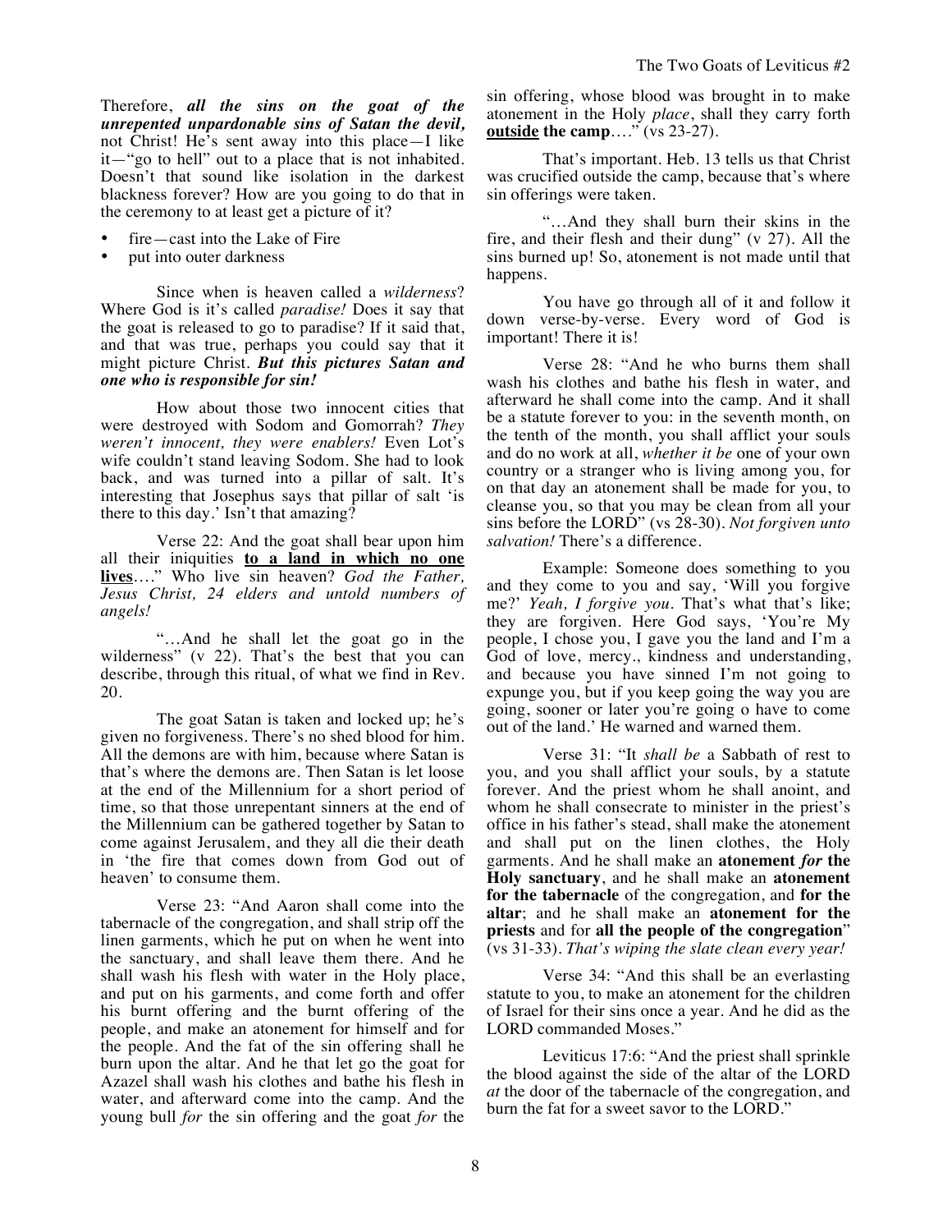Therefore, ***all the sins on the goat of the unrepented unpardonable sins of Satan the devil,*** not Christ! He's sent away into this place—I like it—"go to hell" out to a place that is not inhabited. Doesn't that sound like isolation in the darkest blackness forever? How are you going to do that in the ceremony to at least get a picture of it?

- fire—cast into the Lake of Fire
- put into outer darkness

Since when is heaven called a *wilderness*? Where God is it's called *paradise!* Does it say that the goat is released to go to paradise? If it said that, and that was true, perhaps you could say that it might picture Christ. ***But this pictures Satan and one who is responsible for sin!***

How about those two innocent cities that were destroyed with Sodom and Gomorrah? *They weren't innocent, they were enablers!* Even Lot's wife couldn't stand leaving Sodom. She had to look back, and was turned into a pillar of salt. It's interesting that Josephus says that pillar of salt 'is there to this day.' Isn't that amazing?

Verse 22: And the goat shall bear upon him all their iniquities **to a land in which no one lives**…." Who live sin heaven? *God the Father, Jesus Christ, 24 elders and untold numbers of angels!*

"…And he shall let the goat go in the wilderness" (v 22). That's the best that you can describe, through this ritual, of what we find in Rev. 20.

The goat Satan is taken and locked up; he's given no forgiveness. There's no shed blood for him. All the demons are with him, because where Satan is that's where the demons are. Then Satan is let loose at the end of the Millennium for a short period of time, so that those unrepentant sinners at the end of the Millennium can be gathered together by Satan to come against Jerusalem, and they all die their death in 'the fire that comes down from God out of heaven' to consume them.

Verse 23: "And Aaron shall come into the tabernacle of the congregation, and shall strip off the linen garments, which he put on when he went into the sanctuary, and shall leave them there. And he shall wash his flesh with water in the Holy place, and put on his garments, and come forth and offer his burnt offering and the burnt offering of the people, and make an atonement for himself and for the people. And the fat of the sin offering shall he burn upon the altar. And he that let go the goat for Azazel shall wash his clothes and bathe his flesh in water, and afterward come into the camp. And the young bull *for* the sin offering and the goat *for* the sin offering, whose blood was brought in to make atonement in the Holy *place*, shall they carry forth **outside the camp**…." (vs 23-27).

That's important. Heb. 13 tells us that Christ was crucified outside the camp, because that's where sin offerings were taken.

"…And they shall burn their skins in the fire, and their flesh and their dung" (v 27). All the sins burned up! So, atonement is not made until that happens.

You have go through all of it and follow it down verse-by-verse. Every word of God is important! There it is!

Verse 28: "And he who burns them shall wash his clothes and bathe his flesh in water, and afterward he shall come into the camp. And it shall be a statute forever to you: in the seventh month, on the tenth of the month, you shall afflict your souls and do no work at all, *whether it be* one of your own country or a stranger who is living among you, for on that day an atonement shall be made for you, to cleanse you, so that you may be clean from all your sins before the LORD" (vs 28-30). *Not forgiven unto salvation!* There's a difference.

Example: Someone does something to you and they come to you and say, 'Will you forgive me?' *Yeah, I forgive you.* That's what that's like; they are forgiven. Here God says, 'You're My people, I chose you, I gave you the land and I'm a God of love, mercy., kindness and understanding, and because you have sinned I'm not going to expunge you, but if you keep going the way you are going, sooner or later you're going o have to come out of the land.' He warned and warned them.

Verse 31: "It *shall be* a Sabbath of rest to you, and you shall afflict your souls, by a statute forever. And the priest whom he shall anoint, and whom he shall consecrate to minister in the priest's office in his father's stead, shall make the atonement and shall put on the linen clothes, the Holy garments. And he shall make an **atonement *for* the Holy sanctuary**, and he shall make an **atonement for the tabernacle** of the congregation, and **for the altar**; and he shall make an **atonement for the priests** and for **all the people of the congregation**" (vs 31-33). *That's wiping the slate clean every year!*

Verse 34: "And this shall be an everlasting statute to you, to make an atonement for the children of Israel for their sins once a year. And he did as the LORD commanded Moses."

Leviticus 17:6: "And the priest shall sprinkle the blood against the side of the altar of the LORD *at* the door of the tabernacle of the congregation, and burn the fat for a sweet savor to the LORD."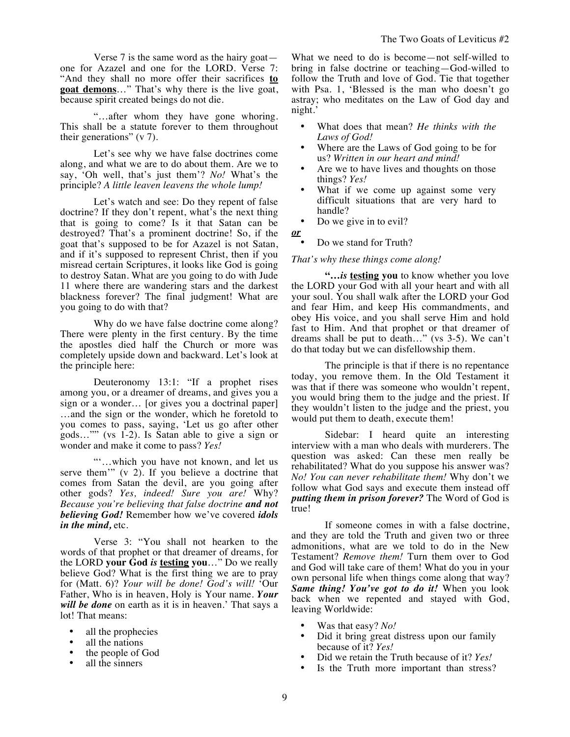Verse 7 is the same word as the hairy goat—one for Azazel and one for the LORD. Verse 7: "And they shall no more offer their sacrifices **to goat demons**…" That's why there is the live goat, because spirit created beings do not die.

"…after whom they have gone whoring. This shall be a statute forever to them throughout their generations" (v 7).

Let's see why we have false doctrines come along, and what we are to do about them. Are we to say, 'Oh well, that's just them'? *No!* What's the principle? *A little leaven leavens the whole lump!*

Let's watch and see: Do they repent of false doctrine? If they don't repent, what's the next thing that is going to come? Is it that Satan can be destroyed? That's a prominent doctrine! So, if the goat that's supposed to be for Azazel is not Satan, and if it's supposed to represent Christ, then if you misread certain Scriptures, it looks like God is going to destroy Satan. What are you going to do with Jude 11 where there are wandering stars and the darkest blackness forever? The final judgment! What are you going to do with that?

Why do we have false doctrine come along? There were plenty in the first century. By the time the apostles died half the Church or more was completely upside down and backward. Let's look at the principle here:

Deuteronomy 13:1: "If a prophet rises among you, or a dreamer of dreams, and gives you a sign or a wonder… [or gives you a doctrinal paper] …and the sign or the wonder, which he foretold to you comes to pass, saying, 'Let us go after other gods…'" (vs 1-2). Is Satan able to give a sign or wonder and make it come to pass? *Yes!*

"'…which you have not known, and let us serve them'" (v 2). If you believe a doctrine that comes from Satan the devil, are you going after other gods? *Yes, indeed! Sure you are!* Why? *Because you're believing that false doctrine **and not believing God!*** Remember how we've covered ***idols in the mind,*** etc.

Verse 3: "You shall not hearken to the words of that prophet or that dreamer of dreams, for the LORD **your God *is* testing you**…" Do we really believe God? What is the first thing we are to pray for (Matt. 6)? *Your will be done! God's will!* 'Our Father, Who is in heaven, Holy is Your name. ***Your will be done*** on earth as it is in heaven.' That says a lot! That means:

- all the prophecies
- all the nations
- the people of God
- all the sinners

What we need to do is become—not self-willed to bring in false doctrine or teaching—God-willed to follow the Truth and love of God. Tie that together with Psa. 1, 'Blessed is the man who doesn't go astray; who meditates on the Law of God day and night.'

- What does that mean? *He thinks with the Laws of God!*
- Where are the Laws of God going to be for us? *Written in our heart and mind!*
- Are we to have lives and thoughts on those things? *Yes!*
- What if we come up against some very difficult situations that are very hard to handle?
- Do we give in to evil?

***or***

- Do we stand for Truth?

*That's why these things come along!*

**"…*is* testing you** to know whether you love the LORD your God with all your heart and with all your soul. You shall walk after the LORD your God and fear Him, and keep His commandments, and obey His voice, and you shall serve Him and hold fast to Him. And that prophet or that dreamer of dreams shall be put to death…" (vs 3-5). We can't do that today but we can disfellowship them.

The principle is that if there is no repentance today, you remove them. In the Old Testament it was that if there was someone who wouldn't repent, you would bring them to the judge and the priest. If they wouldn't listen to the judge and the priest, you would put them to death, execute them!

Sidebar: I heard quite an interesting interview with a man who deals with murderers. The question was asked: Can these men really be rehabilitated? What do you suppose his answer was? *No! You can never rehabilitate them!* Why don't we follow what God says and execute them instead off ***putting them in prison forever?*** The Word of God is true!

If someone comes in with a false doctrine, and they are told the Truth and given two or three admonitions, what are we told to do in the New Testament? *Remove them!* Turn them over to God and God will take care of them! What do you in your own personal life when things come along that way? ***Same thing! You've got to do it!*** When you look back when we repented and stayed with God, leaving Worldwide:

- Was that easy? *No!*
- Did it bring great distress upon our family because of it? *Yes!*
- Did we retain the Truth because of it? *Yes!*
- Is the Truth more important than stress?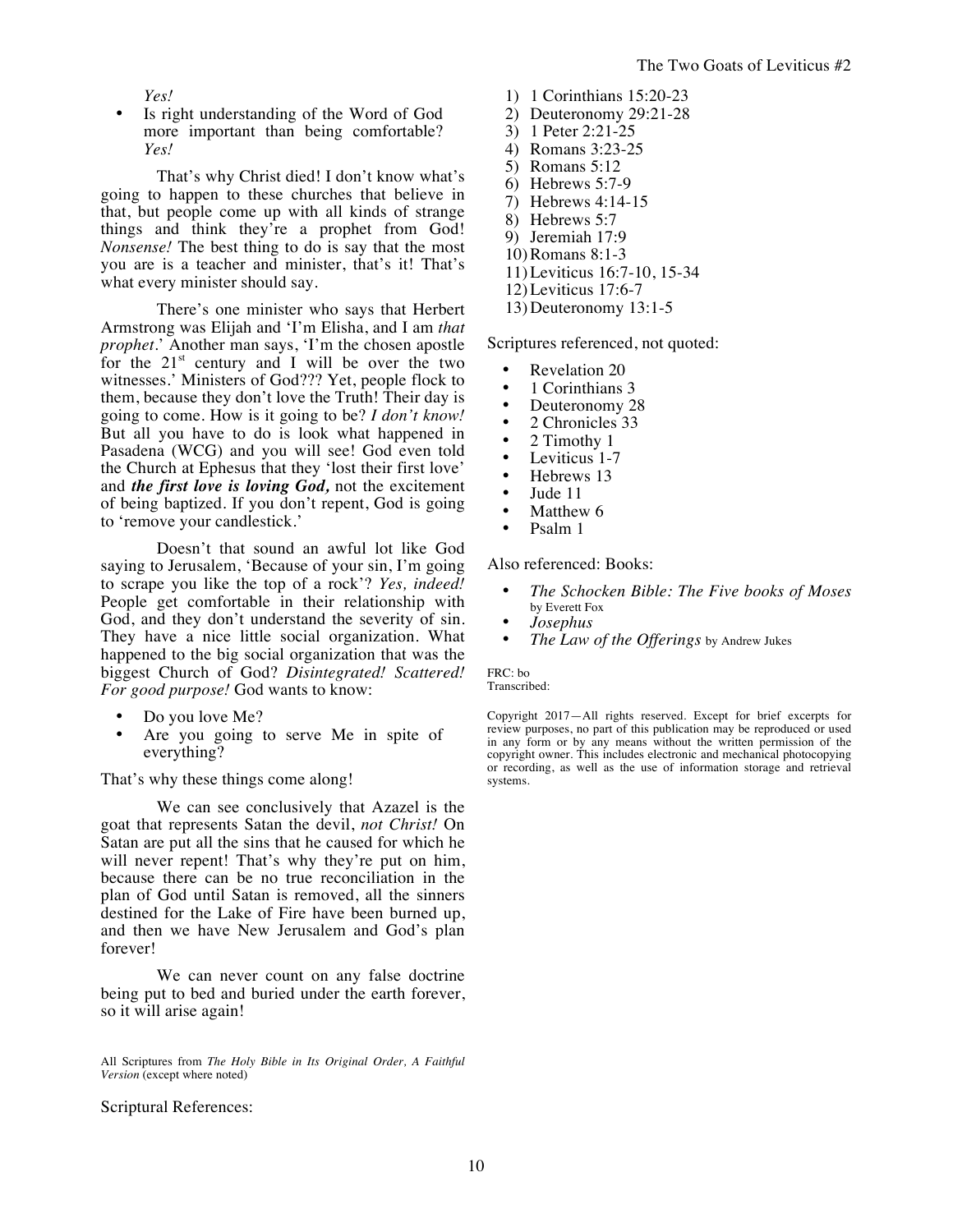*Yes!*

- Is right understanding of the Word of God more important than being comfortable? *Yes!*

That's why Christ died! I don't know what's going to happen to these churches that believe in that, but people come up with all kinds of strange things and think they're a prophet from God! *Nonsense!* The best thing to do is say that the most you are is a teacher and minister, that's it! That's what every minister should say.

There's one minister who says that Herbert Armstrong was Elijah and 'I'm Elisha, and I am *that prophet*.' Another man says, 'I'm the chosen apostle for the 21st century and I will be over the two witnesses.' Ministers of God??? Yet, people flock to them, because they don't love the Truth! Their day is going to come. How is it going to be? *I don't know!* But all you have to do is look what happened in Pasadena (WCG) and you will see! God even told the Church at Ephesus that they 'lost their first love' and ***the first love is loving God,*** not the excitement of being baptized. If you don't repent, God is going to 'remove your candlestick.'

Doesn't that sound an awful lot like God saying to Jerusalem, 'Because of your sin, I'm going to scrape you like the top of a rock'? *Yes, indeed!* People get comfortable in their relationship with God, and they don't understand the severity of sin. They have a nice little social organization. What happened to the big social organization that was the biggest Church of God? *Disintegrated! Scattered! For good purpose!* God wants to know:

- Do you love Me?
- Are you going to serve Me in spite of everything?

That's why these things come along!

We can see conclusively that Azazel is the goat that represents Satan the devil, *not Christ!* On Satan are put all the sins that he caused for which he will never repent! That's why they're put on him, because there can be no true reconciliation in the plan of God until Satan is removed, all the sinners destined for the Lake of Fire have been burned up, and then we have New Jerusalem and God's plan forever!

We can never count on any false doctrine being put to bed and buried under the earth forever, so it will arise again!

All Scriptures from *The Holy Bible in Its Original Order, A Faithful Version* (except where noted)

Scriptural References:

1) 1 Corinthians 15:20-23
2) Deuteronomy 29:21-28
3) 1 Peter 2:21-25
4) Romans 3:23-25
5) Romans 5:12
6) Hebrews 5:7-9
7) Hebrews 4:14-15
8) Hebrews 5:7
9) Jeremiah 17:9
10) Romans 8:1-3
11) Leviticus 16:7-10, 15-34
12) Leviticus 17:6-7
13) Deuteronomy 13:1-5

Scriptures referenced, not quoted:

- Revelation 20
- 1 Corinthians 3
- Deuteronomy 28
- 2 Chronicles 33
- 2 Timothy 1
- Leviticus 1-7
- Hebrews 13
- Jude 11
- Matthew 6
- Psalm 1

Also referenced: Books:

- *The Schocken Bible: The Five books of Moses* by Everett Fox
- *Josephus*
- *The Law of the Offerings* by Andrew Jukes

FRC: bo
Transcribed:

Copyright 2017—All rights reserved. Except for brief excerpts for review purposes, no part of this publication may be reproduced or used in any form or by any means without the written permission of the copyright owner. This includes electronic and mechanical photocopying or recording, as well as the use of information storage and retrieval systems.